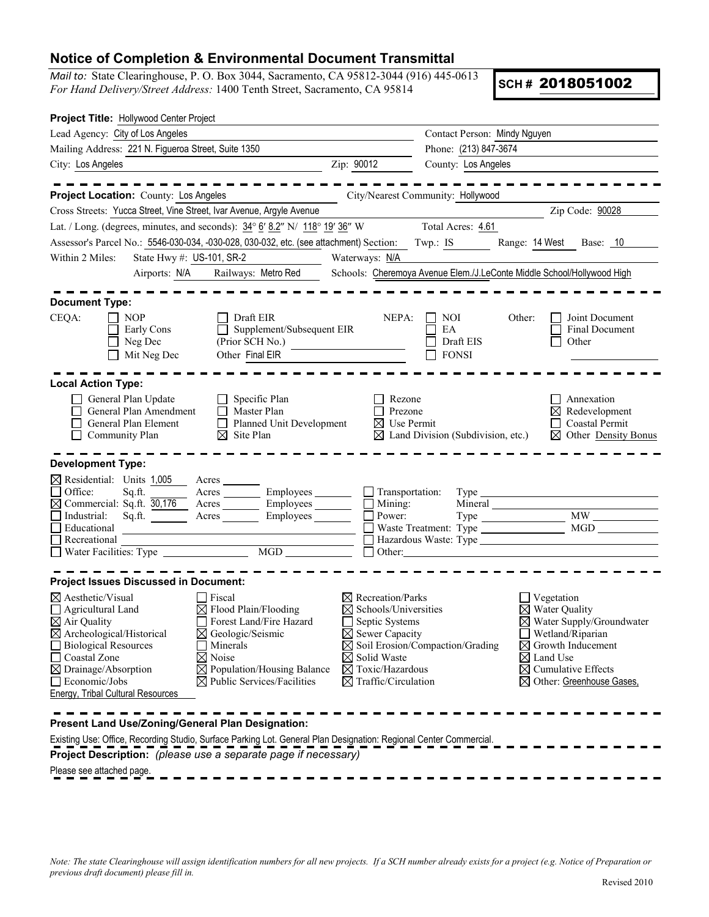# Notice of Completion & Environmental Document Transmittal

*Mail to:* State Clearinghouse, P. O. Box 3044, Sacramento, CA 95812-3044 (916) 445-0613
*For Hand Delivery/Street Address:* 1400 Tenth Street, Sacramento, CA 95814

**SCH # 2018051002**

**Project Title:** Hollywood Center Project

Lead Agency: City of Los Angeles | Contact Person: Mindy Nguyen
Mailing Address: 221 N. Figueroa Street, Suite 1350 | Phone: (213) 847-3674
City: Los Angeles | Zip: 90012 | County: Los Angeles

**Project Location:** County: Los Angeles | City/Nearest Community: Hollywood
Cross Streets: Yucca Street, Vine Street, Ivar Avenue, Argyle Avenue | Zip Code: 90028
Lat. / Long. (degrees, minutes, and seconds): 34° 6′ 8.2″ N/ 118° 19′ 36″ W | Total Acres: 4.61
Assessor's Parcel No.: 5546-030-034, -030-028, 030-032, etc. (see attachment) | Section: | Twp.: IS | Range: 14 West | Base: 10
Within 2 Miles: State Hwy #: US-101, SR-2 | Waterways: N/A
Airports: N/A | Railways: Metro Red | Schools: Cheremoya Avenue Elem./J.LeConte Middle School/Hollywood High

**Document Type:**

CEQA:
- ☐ NOP
- ☐ Early Cons
- ☐ Neg Dec
- ☐ Mit Neg Dec
- ☐ Draft EIR
- ☐ Supplement/Subsequent EIR (Prior SCH No.)
- Other Final EIR

NEPA:
- ☐ NOI
- ☐ EA
- ☐ Draft EIS
- ☐ FONSI

Other:
- ☐ Joint Document
- ☐ Final Document
- ☐ Other

**Local Action Type:**

- ☐ General Plan Update
- ☐ General Plan Amendment
- ☐ General Plan Element
- ☐ Community Plan
- ☐ Specific Plan
- ☐ Master Plan
- ☐ Planned Unit Development
- ☒ Site Plan
- ☐ Rezone
- ☐ Prezone
- ☒ Use Permit
- ☒ Land Division (Subdivision, etc.)
- ☐ Annexation
- ☒ Redevelopment
- ☐ Coastal Permit
- ☒ Other Density Bonus

**Development Type:**

- ☒ Residential: Units 1,005 Acres
- ☐ Office: Sq.ft. Acres Employees
- ☒ Commercial: Sq.ft. 30,176 Acres Employees
- ☐ Industrial: Sq.ft. Acres Employees
- ☐ Educational
- ☐ Recreational
- ☐ Water Facilities: Type MGD
- ☐ Transportation: Type
- ☐ Mining: Mineral
- ☐ Power: Type MW
- ☐ Waste Treatment: Type MGD
- ☐ Hazardous Waste: Type
- ☐ Other:

**Project Issues Discussed in Document:**

- ☒ Aesthetic/Visual
- ☐ Agricultural Land
- ☒ Air Quality
- ☒ Archeological/Historical
- ☐ Biological Resources
- ☐ Coastal Zone
- ☒ Drainage/Absorption
- ☐ Economic/Jobs
- ☐ Fiscal
- ☒ Flood Plain/Flooding
- ☐ Forest Land/Fire Hazard
- ☒ Geologic/Seismic
- ☐ Minerals
- ☒ Noise
- ☒ Population/Housing Balance
- ☒ Public Services/Facilities
- ☒ Recreation/Parks
- ☒ Schools/Universities
- ☐ Septic Systems
- ☒ Sewer Capacity
- ☒ Soil Erosion/Compaction/Grading
- ☒ Solid Waste
- ☒ Toxic/Hazardous
- ☒ Traffic/Circulation
- ☐ Vegetation
- ☒ Water Quality
- ☒ Water Supply/Groundwater
- ☐ Wetland/Riparian
- ☒ Growth Inducement
- ☒ Land Use
- ☒ Cumulative Effects
- ☒ Other: Greenhouse Gases, Energy, Tribal Cultural Resources

**Present Land Use/Zoning/General Plan Designation:**

Existing Use: Office, Recording Studio, Surface Parking Lot. General Plan Designation: Regional Center Commercial.

**Project Description:** *(please use a separate page if necessary)*

Please see attached page.

*Note: The state Clearinghouse will assign identification numbers for all new projects. If a SCH number already exists for a project (e.g. Notice of Preparation or previous draft document) please fill in.*

Revised 2010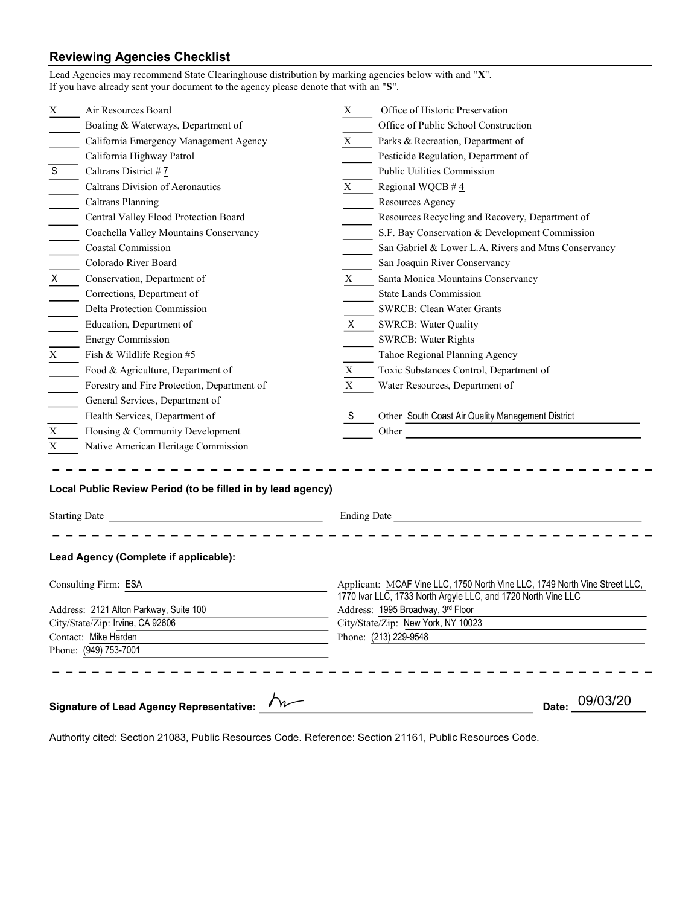## Reviewing Agencies Checklist

Lead Agencies may recommend State Clearinghouse distribution by marking agencies below with and "**X**".
If you have already sent your document to the agency please denote that with an "**S**".

| Mark | Agency | Mark | Agency |
|---|---|---|---|
| X | Air Resources Board | X | Office of Historic Preservation |
| | Boating & Waterways, Department of | | Office of Public School Construction |
| | California Emergency Management Agency | X | Parks & Recreation, Department of |
| | California Highway Patrol | | Pesticide Regulation, Department of |
| S | Caltrans District # 7 | | Public Utilities Commission |
| | Caltrans Division of Aeronautics | X | Regional WQCB # 4 |
| | Caltrans Planning | | Resources Agency |
| | Central Valley Flood Protection Board | | Resources Recycling and Recovery, Department of |
| | Coachella Valley Mountains Conservancy | | S.F. Bay Conservation & Development Commission |
| | Coastal Commission | | San Gabriel & Lower L.A. Rivers and Mtns Conservancy |
| | Colorado River Board | | San Joaquin River Conservancy |
| X | Conservation, Department of | X | Santa Monica Mountains Conservancy |
| | Corrections, Department of | | State Lands Commission |
| | Delta Protection Commission | | SWRCB: Clean Water Grants |
| | Education, Department of | X | SWRCB: Water Quality |
| | Energy Commission | | SWRCB: Water Rights |
| X | Fish & Wildlife Region #5 | | Tahoe Regional Planning Agency |
| | Food & Agriculture, Department of | X | Toxic Substances Control, Department of |
| | Forestry and Fire Protection, Department of | X | Water Resources, Department of |
| | General Services, Department of | | |
| | Health Services, Department of | S | Other South Coast Air Quality Management District |
| X | Housing & Community Development | | Other |
| X | Native American Heritage Commission | | |

### Local Public Review Period (to be filled in by lead agency)

Starting Date ______________________ Ending Date ______________________

### Lead Agency (Complete if applicable):

Consulting Firm: ESA
Address: 2121 Alton Parkway, Suite 100
City/State/Zip: Irvine, CA 92606
Contact: Mike Harden
Phone: (949) 753-7001

Applicant: MCAF Vine LLC, 1750 North Vine LLC, 1749 North Vine Street LLC, 1770 Ivar LLC, 1733 North Argyle LLC, and 1720 North Vine LLC
Address: 1995 Broadway, 3rd Floor
City/State/Zip: New York, NY 10023
Phone: (213) 229-9548

**Signature of Lead Agency Representative:** [signature] **Date:** 09/03/20

Authority cited: Section 21083, Public Resources Code. Reference: Section 21161, Public Resources Code.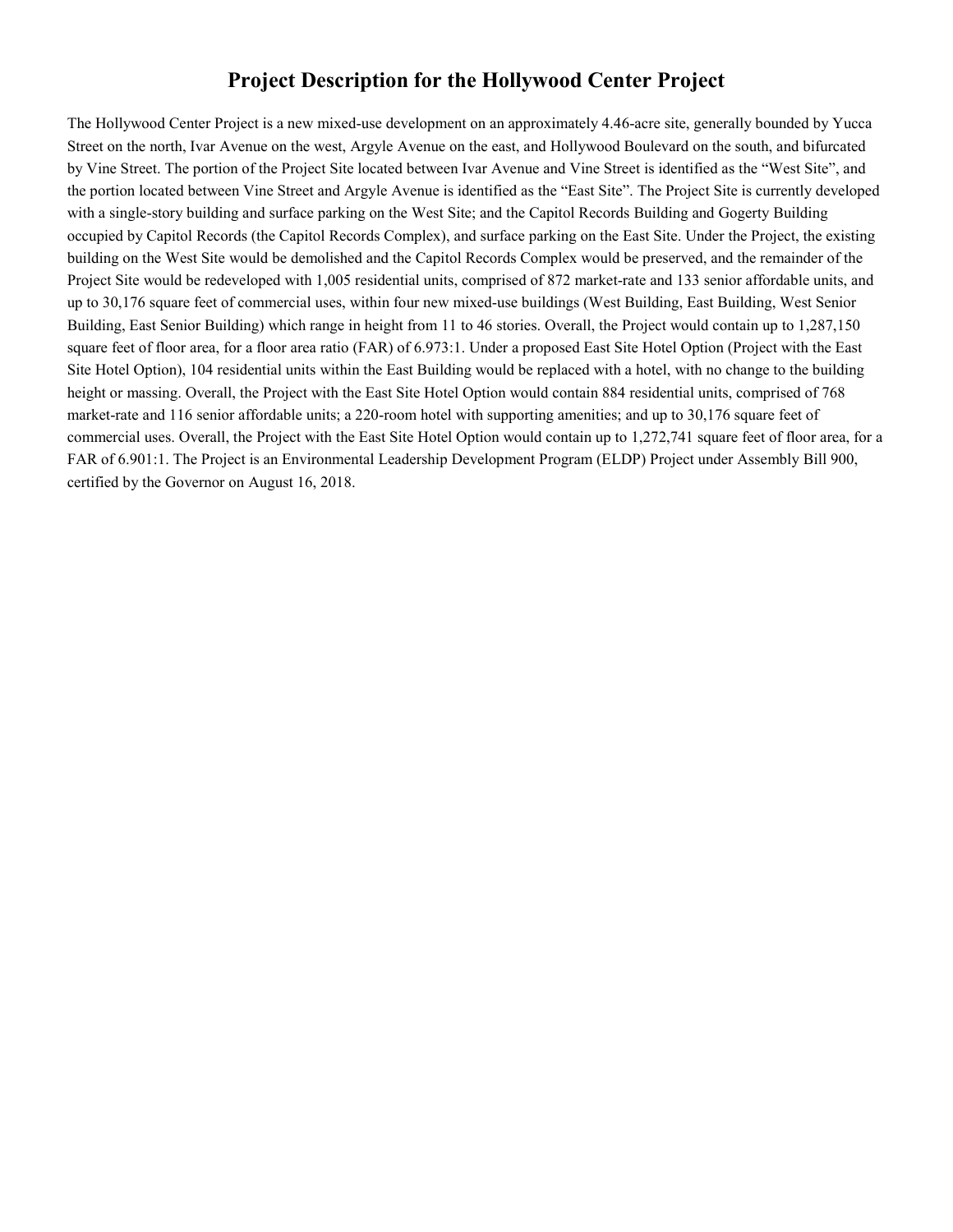# Project Description for the Hollywood Center Project

The Hollywood Center Project is a new mixed-use development on an approximately 4.46-acre site, generally bounded by Yucca Street on the north, Ivar Avenue on the west, Argyle Avenue on the east, and Hollywood Boulevard on the south, and bifurcated by Vine Street. The portion of the Project Site located between Ivar Avenue and Vine Street is identified as the "West Site", and the portion located between Vine Street and Argyle Avenue is identified as the "East Site". The Project Site is currently developed with a single-story building and surface parking on the West Site; and the Capitol Records Building and Gogerty Building occupied by Capitol Records (the Capitol Records Complex), and surface parking on the East Site. Under the Project, the existing building on the West Site would be demolished and the Capitol Records Complex would be preserved, and the remainder of the Project Site would be redeveloped with 1,005 residential units, comprised of 872 market-rate and 133 senior affordable units, and up to 30,176 square feet of commercial uses, within four new mixed-use buildings (West Building, East Building, West Senior Building, East Senior Building) which range in height from 11 to 46 stories. Overall, the Project would contain up to 1,287,150 square feet of floor area, for a floor area ratio (FAR) of 6.973:1. Under a proposed East Site Hotel Option (Project with the East Site Hotel Option), 104 residential units within the East Building would be replaced with a hotel, with no change to the building height or massing. Overall, the Project with the East Site Hotel Option would contain 884 residential units, comprised of 768 market-rate and 116 senior affordable units; a 220-room hotel with supporting amenities; and up to 30,176 square feet of commercial uses. Overall, the Project with the East Site Hotel Option would contain up to 1,272,741 square feet of floor area, for a FAR of 6.901:1. The Project is an Environmental Leadership Development Program (ELDP) Project under Assembly Bill 900, certified by the Governor on August 16, 2018.